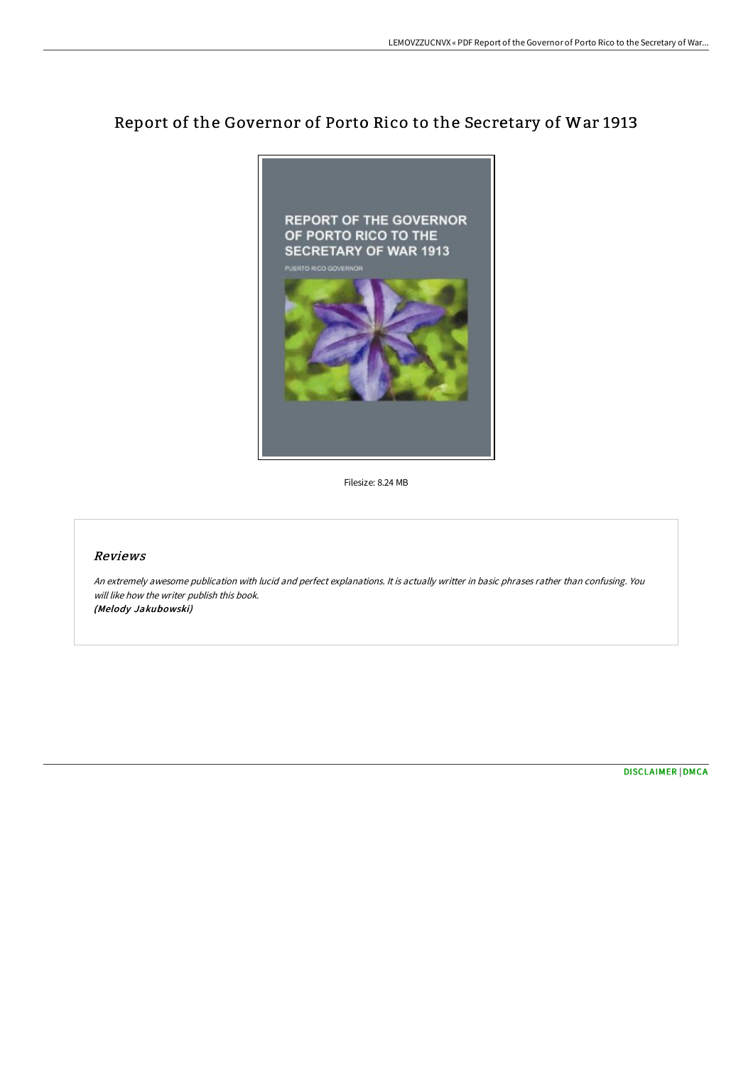# Report of the Governor of Porto Rico to the Secretary of War 1913

Filesize: 8.24 MB

## Reviews

*An extremely awesome publication with lucid and perfect explanations. It is actually writter in basic phrases rather than confusing. You will like how the writer publish this book.*
*(Melody Jakubowski)*

DISCLAIMER | DMCA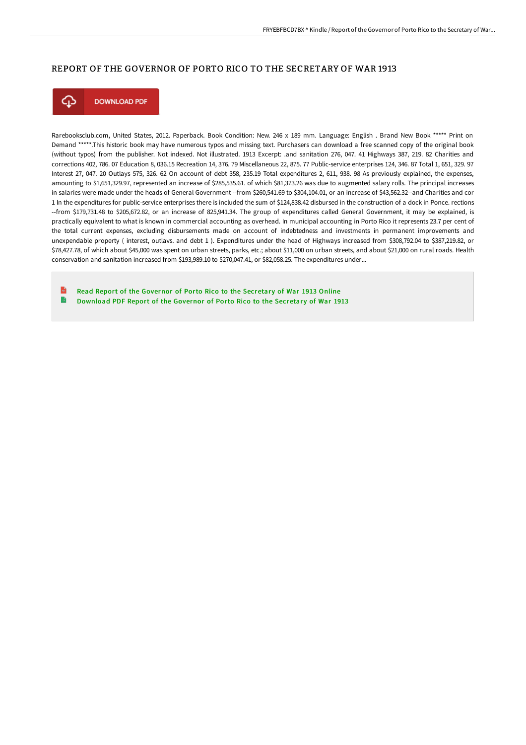# REPORT OF THE GOVERNOR OF PORTO RICO TO THE SECRETARY OF WAR 1913

DOWNLOAD PDF

Rarebooksclub.com, United States, 2012. Paperback. Book Condition: New. 246 x 189 mm. Language: English . Brand New Book ***** Print on Demand *****.This historic book may have numerous typos and missing text. Purchasers can download a free scanned copy of the original book (without typos) from the publisher. Not indexed. Not illustrated. 1913 Excerpt: .and sanitation 276, 047. 41 Highways 387, 219. 82 Charities and corrections 402, 786. 07 Education 8, 036.15 Recreation 14, 376. 79 Miscellaneous 22, 875. 77 Public-service enterprises 124, 346. 87 Total 1, 651, 329. 97 Interest 27, 047. 20 Outlays 575, 326. 62 On account of debt 358, 235.19 Total expenditures 2, 611, 938. 98 As previously explained, the expenses, amounting to $1,651,329.97, represented an increase of $285,535.61. of which $81,373.26 was due to augmented salary rolls. The principal increases in salaries were made under the heads of General Government --from $260,541.69 to $304,104.01, or an increase of $43,562.32--and Charities and cor 1 In the expenditures for public-service enterprises there is included the sum of $124,838.42 disbursed in the construction of a dock in Ponce. rections --from $179,731.48 to $205,672.82, or an increase of 825,941.34. The group of expenditures called General Government, it may be explained, is practically equivalent to what is known in commercial accounting as overhead. In municipal accounting in Porto Rico it represents 23.7 per cent of the total current expenses, excluding disbursements made on account of indebtedness and investments in permanent improvements and unexpendable property ( interest, outlavs. and debt 1 ). Expenditures under the head of Highways increased from $308,792.04 to $387,219.82, or $78,427.78, of which about $45,000 was spent on urban streets, parks, etc.; about $11,000 on urban streets, and about $21,000 on rural roads. Health conservation and sanitation increased from $193,989.10 to $270,047.41, or $82,058.25. The expenditures under...

- Read Report of the Governor of Porto Rico to the Secretary of War 1913 Online
- Download PDF Report of the Governor of Porto Rico to the Secretary of War 1913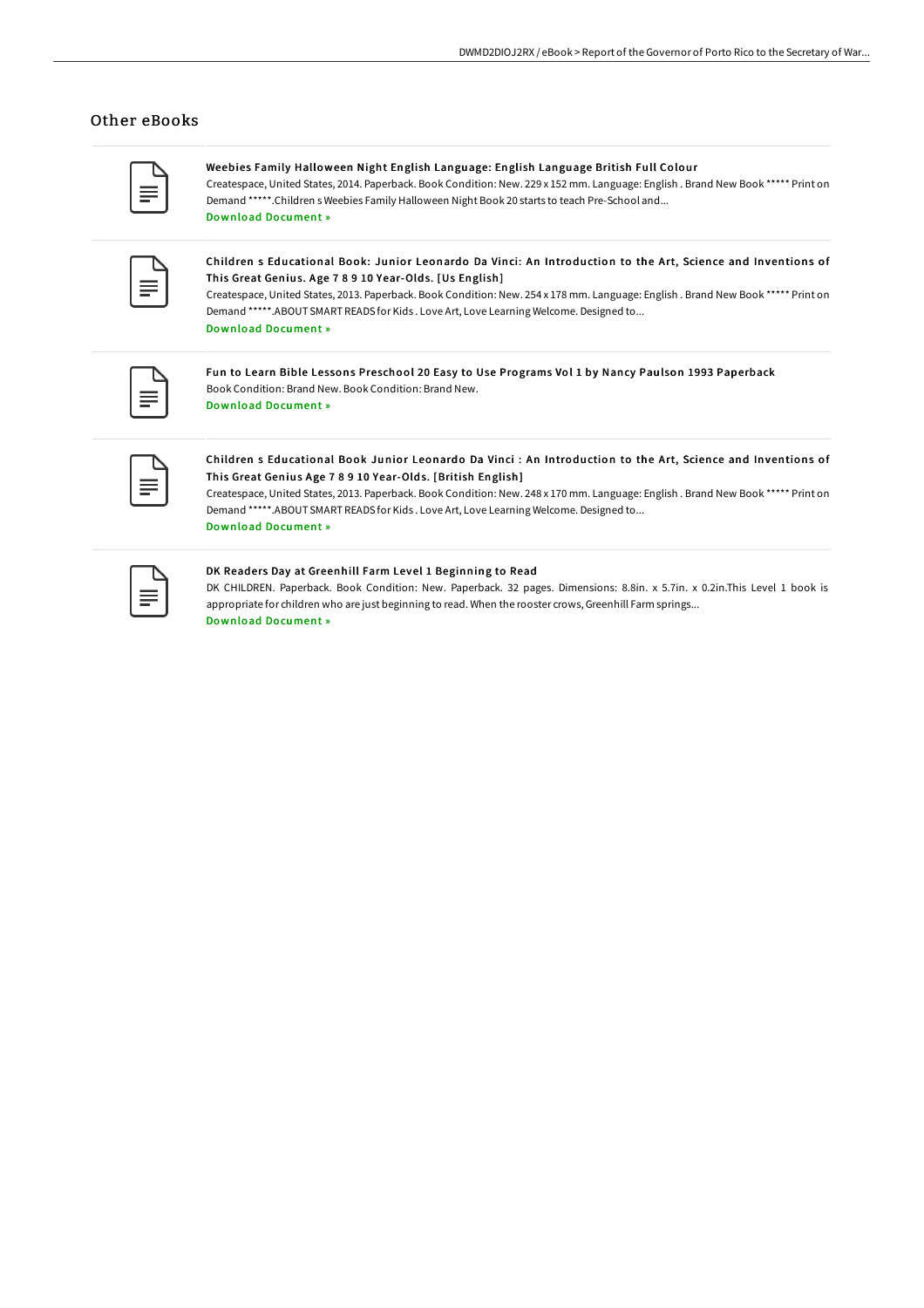## Other eBooks

**Weebies Family Halloween Night English Language: English Language British Full Colour**

Createspace, United States, 2014. Paperback. Book Condition: New. 229 x 152 mm. Language: English . Brand New Book ***** Print on Demand *****.Children s Weebies Family Halloween Night Book 20 starts to teach Pre-School and...

Download Document »

**Children s Educational Book: Junior Leonardo Da Vinci: An Introduction to the Art, Science and Inventions of This Great Genius. Age 7 8 9 10 Year-Olds. [Us English]**

Createspace, United States, 2013. Paperback. Book Condition: New. 254 x 178 mm. Language: English . Brand New Book ***** Print on Demand *****.ABOUT SMART READS for Kids . Love Art, Love Learning Welcome. Designed to...

Download Document »

**Fun to Learn Bible Lessons Preschool 20 Easy to Use Programs Vol 1 by Nancy Paulson 1993 Paperback**

Book Condition: Brand New. Book Condition: Brand New.

Download Document »

**Children s Educational Book Junior Leonardo Da Vinci : An Introduction to the Art, Science and Inventions of This Great Genius Age 7 8 9 10 Year-Olds. [British English]**

Createspace, United States, 2013. Paperback. Book Condition: New. 248 x 170 mm. Language: English . Brand New Book ***** Print on Demand *****.ABOUT SMART READS for Kids . Love Art, Love Learning Welcome. Designed to...

Download Document »

**DK Readers Day at Greenhill Farm Level 1 Beginning to Read**

DK CHILDREN. Paperback. Book Condition: New. Paperback. 32 pages. Dimensions: 8.8in. x 5.7in. x 0.2in.This Level 1 book is appropriate for children who are just beginning to read. When the rooster crows, Greenhill Farm springs...

Download Document »